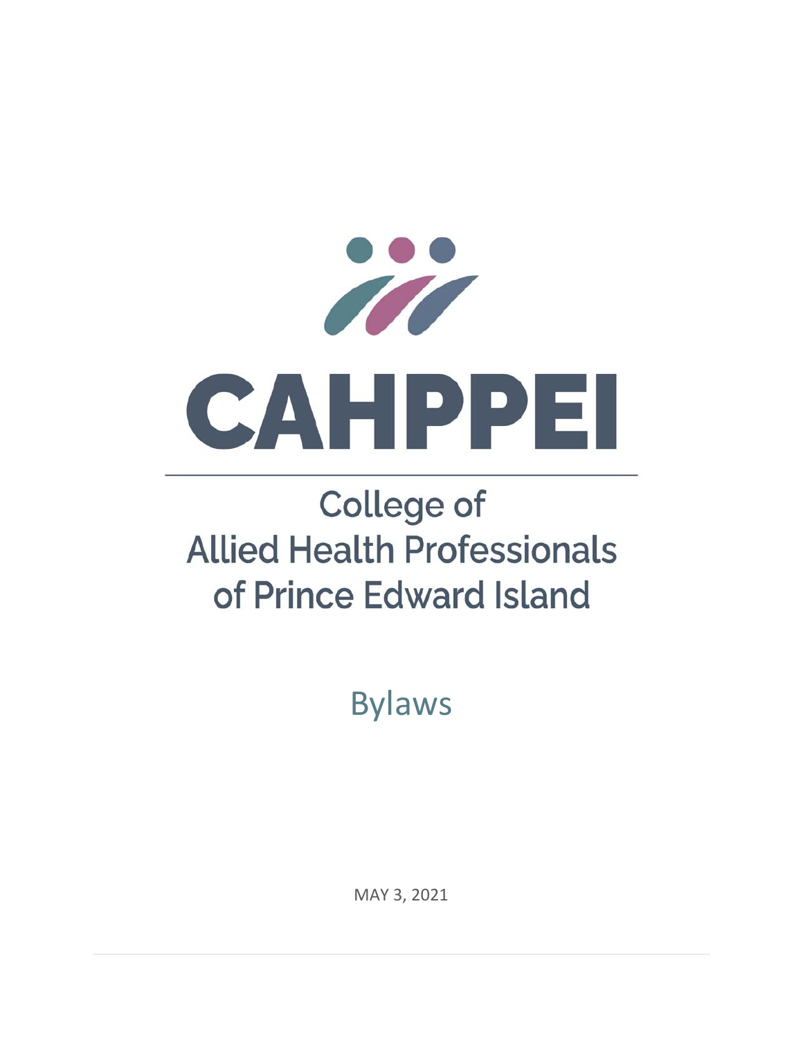# CAHPPEI

## College of Allied Health Professionals of Prince Edward Island

Bylaws

MAY 3, 2021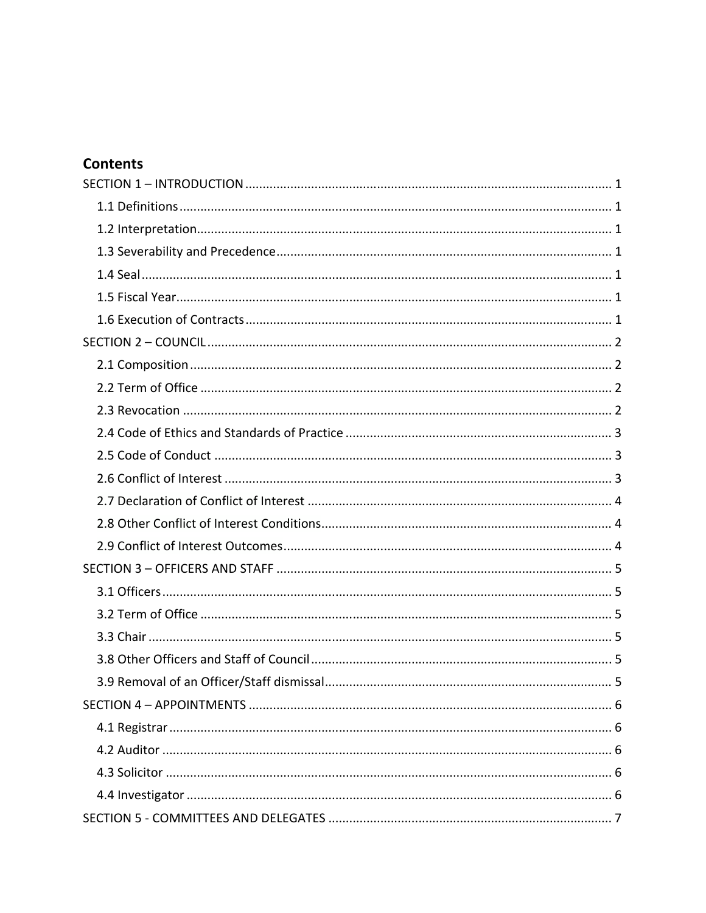## Contents

SECTION 1 – INTRODUCTION ..... 1
- 1.1 Definitions ..... 1
- 1.2 Interpretation ..... 1
- 1.3 Severability and Precedence ..... 1
- 1.4 Seal ..... 1
- 1.5 Fiscal Year ..... 1
- 1.6 Execution of Contracts ..... 1

SECTION 2 – COUNCIL ..... 2
- 2.1 Composition ..... 2
- 2.2 Term of Office ..... 2
- 2.3 Revocation ..... 2
- 2.4 Code of Ethics and Standards of Practice ..... 3
- 2.5 Code of Conduct ..... 3
- 2.6 Conflict of Interest ..... 3
- 2.7 Declaration of Conflict of Interest ..... 4
- 2.8 Other Conflict of Interest Conditions ..... 4
- 2.9 Conflict of Interest Outcomes ..... 4

SECTION 3 – OFFICERS AND STAFF ..... 5
- 3.1 Officers ..... 5
- 3.2 Term of Office ..... 5
- 3.3 Chair ..... 5
- 3.8 Other Officers and Staff of Council ..... 5
- 3.9 Removal of an Officer/Staff dismissal ..... 5

SECTION 4 – APPOINTMENTS ..... 6
- 4.1 Registrar ..... 6
- 4.2 Auditor ..... 6
- 4.3 Solicitor ..... 6
- 4.4 Investigator ..... 6

SECTION 5 - COMMITTEES AND DELEGATES ..... 7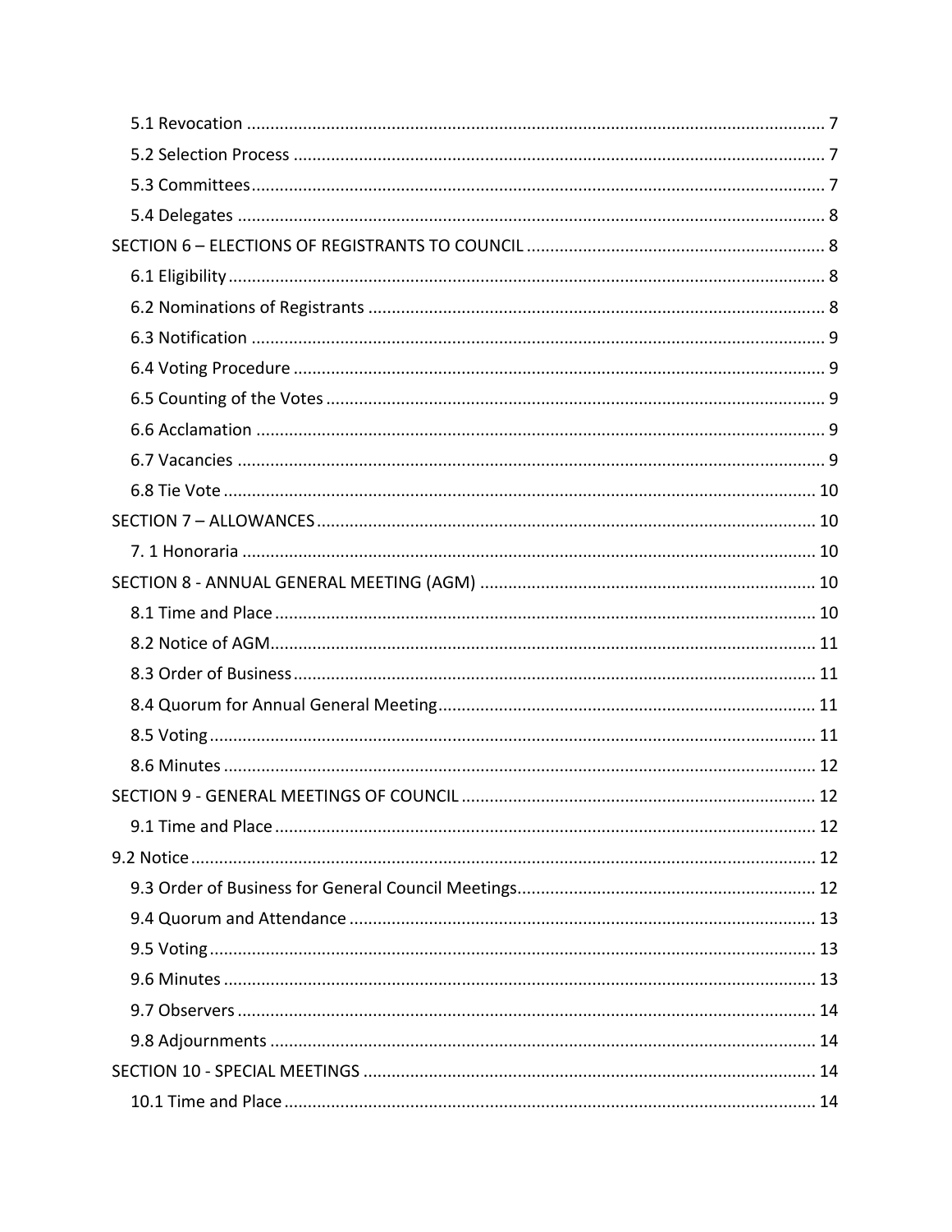5.1 Revocation ... 7

5.2 Selection Process ... 7

5.3 Committees ... 7

5.4 Delegates ... 8

SECTION 6 – ELECTIONS OF REGISTRANTS TO COUNCIL ... 8

6.1 Eligibility ... 8

6.2 Nominations of Registrants ... 8

6.3 Notification ... 9

6.4 Voting Procedure ... 9

6.5 Counting of the Votes ... 9

6.6 Acclamation ... 9

6.7 Vacancies ... 9

6.8 Tie Vote ... 10

SECTION 7 – ALLOWANCES ... 10

7. 1 Honoraria ... 10

SECTION 8 - ANNUAL GENERAL MEETING (AGM) ... 10

8.1 Time and Place ... 10

8.2 Notice of AGM ... 11

8.3 Order of Business ... 11

8.4 Quorum for Annual General Meeting ... 11

8.5 Voting ... 11

8.6 Minutes ... 12

SECTION 9 - GENERAL MEETINGS OF COUNCIL ... 12

9.1 Time and Place ... 12

9.2 Notice ... 12

9.3 Order of Business for General Council Meetings ... 12

9.4 Quorum and Attendance ... 13

9.5 Voting ... 13

9.6 Minutes ... 13

9.7 Observers ... 14

9.8 Adjournments ... 14

SECTION 10 - SPECIAL MEETINGS ... 14

10.1 Time and Place ... 14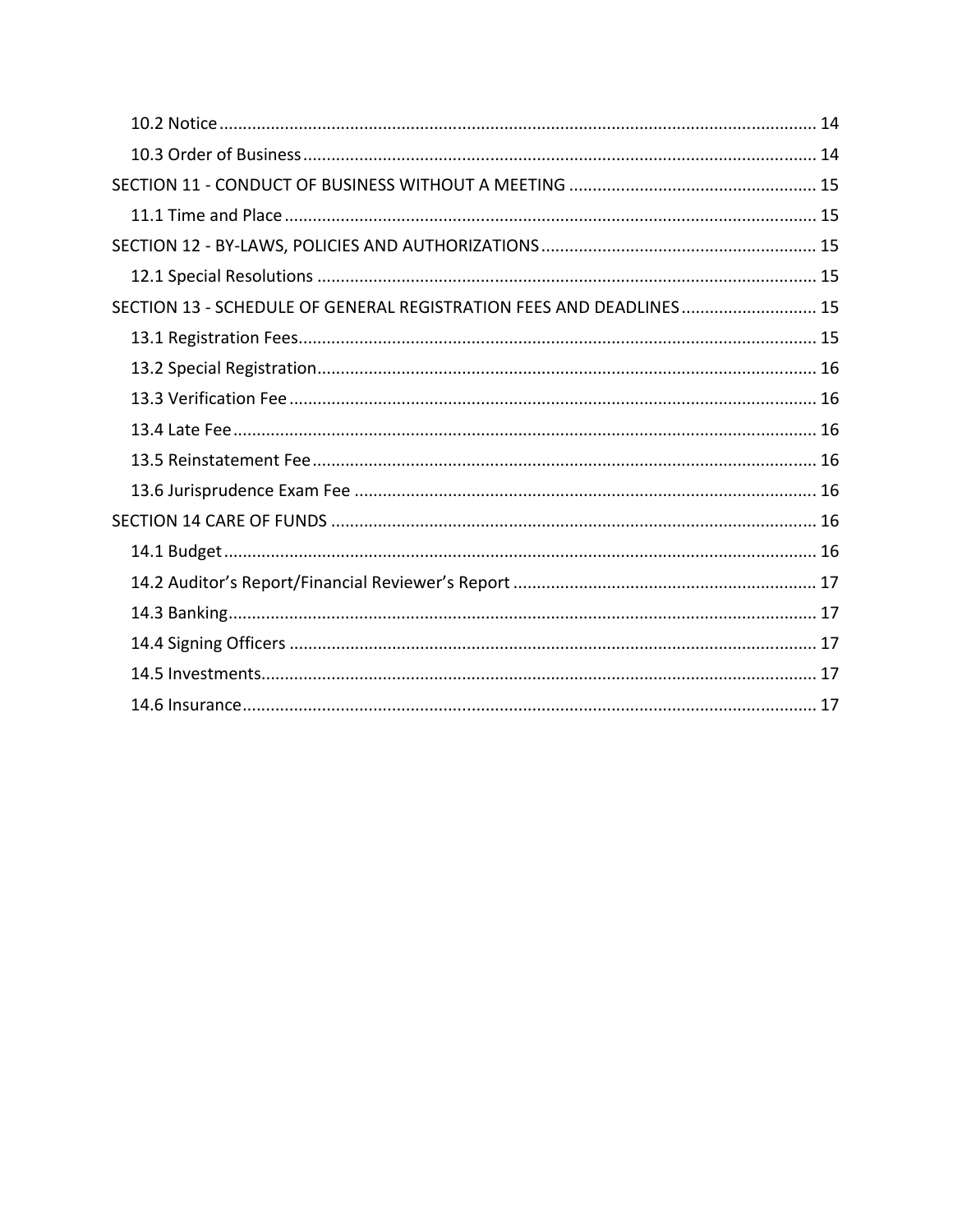10.2 Notice ........................................................................................................................ 14
10.3 Order of Business ........................................................................................................ 14
SECTION 11 - CONDUCT OF BUSINESS WITHOUT A MEETING ..................................................... 15
11.1 Time and Place .............................................................................................................. 15
SECTION 12 - BY-LAWS, POLICIES AND AUTHORIZATIONS .......................................................... 15
12.1 Special Resolutions ........................................................................................................ 15
SECTION 13 - SCHEDULE OF GENERAL REGISTRATION FEES AND DEADLINES ............................ 15
13.1 Registration Fees ............................................................................................................ 15
13.2 Special Registration ........................................................................................................ 16
13.3 Verification Fee .............................................................................................................. 16
13.4 Late Fee .......................................................................................................................... 16
13.5 Reinstatement Fee .......................................................................................................... 16
13.6 Jurisprudence Exam Fee ................................................................................................. 16
SECTION 14 CARE OF FUNDS ....................................................................................................... 16
14.1 Budget ............................................................................................................................ 16
14.2 Auditor's Report/Financial Reviewer's Report ................................................................. 17
14.3 Banking ........................................................................................................................... 17
14.4 Signing Officers ............................................................................................................... 17
14.5 Investments ..................................................................................................................... 17
14.6 Insurance ......................................................................................................................... 17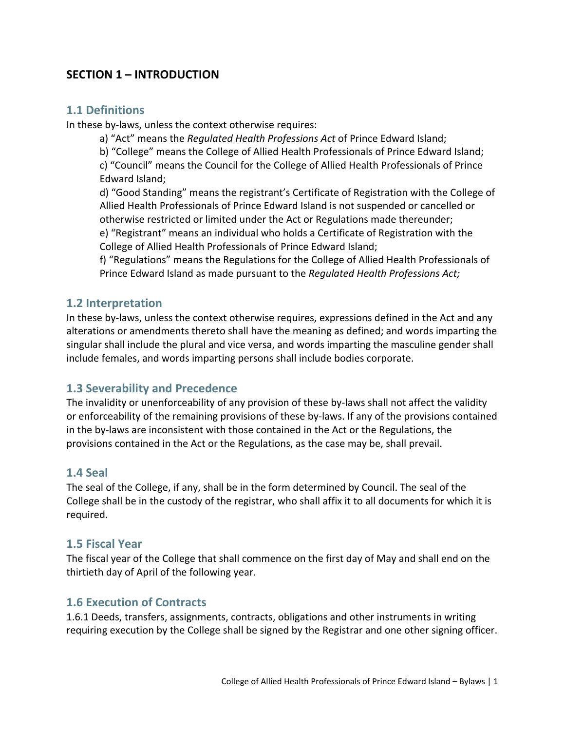## SECTION 1 – INTRODUCTION

### 1.1 Definitions

In these by-laws, unless the context otherwise requires:

a) "Act" means the *Regulated Health Professions Act* of Prince Edward Island;

b) "College" means the College of Allied Health Professionals of Prince Edward Island;

c) "Council" means the Council for the College of Allied Health Professionals of Prince Edward Island;

d) "Good Standing" means the registrant's Certificate of Registration with the College of Allied Health Professionals of Prince Edward Island is not suspended or cancelled or otherwise restricted or limited under the Act or Regulations made thereunder;

e) "Registrant" means an individual who holds a Certificate of Registration with the College of Allied Health Professionals of Prince Edward Island;

f) "Regulations" means the Regulations for the College of Allied Health Professionals of Prince Edward Island as made pursuant to the *Regulated Health Professions Act;*

### 1.2 Interpretation

In these by-laws, unless the context otherwise requires, expressions defined in the Act and any alterations or amendments thereto shall have the meaning as defined; and words imparting the singular shall include the plural and vice versa, and words imparting the masculine gender shall include females, and words imparting persons shall include bodies corporate.

### 1.3 Severability and Precedence

The invalidity or unenforceability of any provision of these by-laws shall not affect the validity or enforceability of the remaining provisions of these by-laws. If any of the provisions contained in the by-laws are inconsistent with those contained in the Act or the Regulations, the provisions contained in the Act or the Regulations, as the case may be, shall prevail.

### 1.4 Seal

The seal of the College, if any, shall be in the form determined by Council. The seal of the College shall be in the custody of the registrar, who shall affix it to all documents for which it is required.

### 1.5 Fiscal Year

The fiscal year of the College that shall commence on the first day of May and shall end on the thirtieth day of April of the following year.

### 1.6 Execution of Contracts

1.6.1 Deeds, transfers, assignments, contracts, obligations and other instruments in writing requiring execution by the College shall be signed by the Registrar and one other signing officer.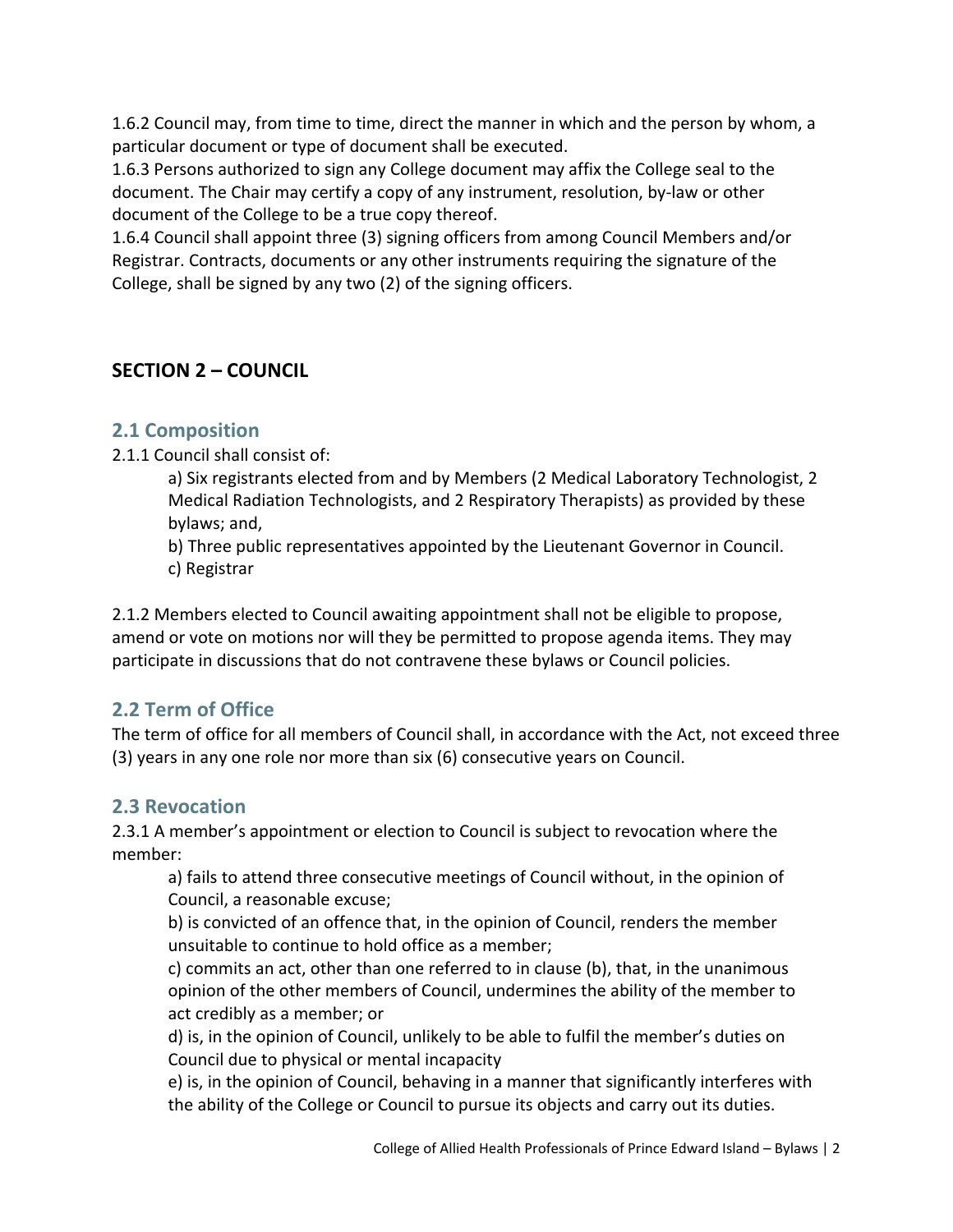1.6.2 Council may, from time to time, direct the manner in which and the person by whom, a particular document or type of document shall be executed.
1.6.3 Persons authorized to sign any College document may affix the College seal to the document. The Chair may certify a copy of any instrument, resolution, by-law or other document of the College to be a true copy thereof.
1.6.4 Council shall appoint three (3) signing officers from among Council Members and/or Registrar. Contracts, documents or any other instruments requiring the signature of the College, shall be signed by any two (2) of the signing officers.

## SECTION 2 – COUNCIL

### 2.1 Composition

2.1.1 Council shall consist of:

a) Six registrants elected from and by Members (2 Medical Laboratory Technologist, 2 Medical Radiation Technologists, and 2 Respiratory Therapists) as provided by these bylaws; and,

b) Three public representatives appointed by the Lieutenant Governor in Council.

c) Registrar

2.1.2 Members elected to Council awaiting appointment shall not be eligible to propose, amend or vote on motions nor will they be permitted to propose agenda items. They may participate in discussions that do not contravene these bylaws or Council policies.

### 2.2 Term of Office

The term of office for all members of Council shall, in accordance with the Act, not exceed three (3) years in any one role nor more than six (6) consecutive years on Council.

### 2.3 Revocation

2.3.1 A member's appointment or election to Council is subject to revocation where the member:

a) fails to attend three consecutive meetings of Council without, in the opinion of Council, a reasonable excuse;

b) is convicted of an offence that, in the opinion of Council, renders the member unsuitable to continue to hold office as a member;

c) commits an act, other than one referred to in clause (b), that, in the unanimous opinion of the other members of Council, undermines the ability of the member to act credibly as a member; or

d) is, in the opinion of Council, unlikely to be able to fulfil the member's duties on Council due to physical or mental incapacity

e) is, in the opinion of Council, behaving in a manner that significantly interferes with the ability of the College or Council to pursue its objects and carry out its duties.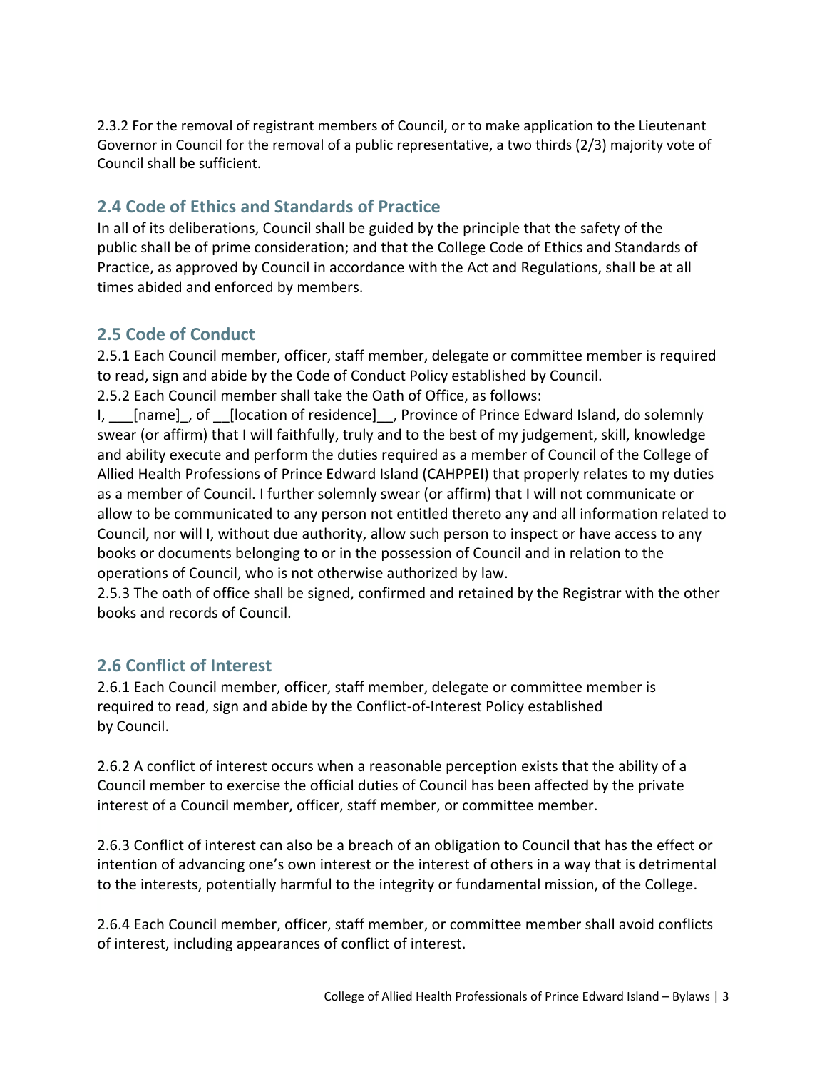2.3.2 For the removal of registrant members of Council, or to make application to the Lieutenant Governor in Council for the removal of a public representative, a two thirds (2/3) majority vote of Council shall be sufficient.

## 2.4 Code of Ethics and Standards of Practice

In all of its deliberations, Council shall be guided by the principle that the safety of the public shall be of prime consideration; and that the College Code of Ethics and Standards of Practice, as approved by Council in accordance with the Act and Regulations, shall be at all times abided and enforced by members.

## 2.5 Code of Conduct

2.5.1 Each Council member, officer, staff member, delegate or committee member is required to read, sign and abide by the Code of Conduct Policy established by Council.

2.5.2 Each Council member shall take the Oath of Office, as follows:

I, ___[name]_, of __[location of residence]__, Province of Prince Edward Island, do solemnly swear (or affirm) that I will faithfully, truly and to the best of my judgement, skill, knowledge and ability execute and perform the duties required as a member of Council of the College of Allied Health Professions of Prince Edward Island (CAHPPEI) that properly relates to my duties as a member of Council. I further solemnly swear (or affirm) that I will not communicate or allow to be communicated to any person not entitled thereto any and all information related to Council, nor will I, without due authority, allow such person to inspect or have access to any books or documents belonging to or in the possession of Council and in relation to the operations of Council, who is not otherwise authorized by law.

2.5.3 The oath of office shall be signed, confirmed and retained by the Registrar with the other books and records of Council.

## 2.6 Conflict of Interest

2.6.1 Each Council member, officer, staff member, delegate or committee member is required to read, sign and abide by the Conflict-of-Interest Policy established by Council.

2.6.2 A conflict of interest occurs when a reasonable perception exists that the ability of a Council member to exercise the official duties of Council has been affected by the private interest of a Council member, officer, staff member, or committee member.

2.6.3 Conflict of interest can also be a breach of an obligation to Council that has the effect or intention of advancing one's own interest or the interest of others in a way that is detrimental to the interests, potentially harmful to the integrity or fundamental mission, of the College.

2.6.4 Each Council member, officer, staff member, or committee member shall avoid conflicts of interest, including appearances of conflict of interest.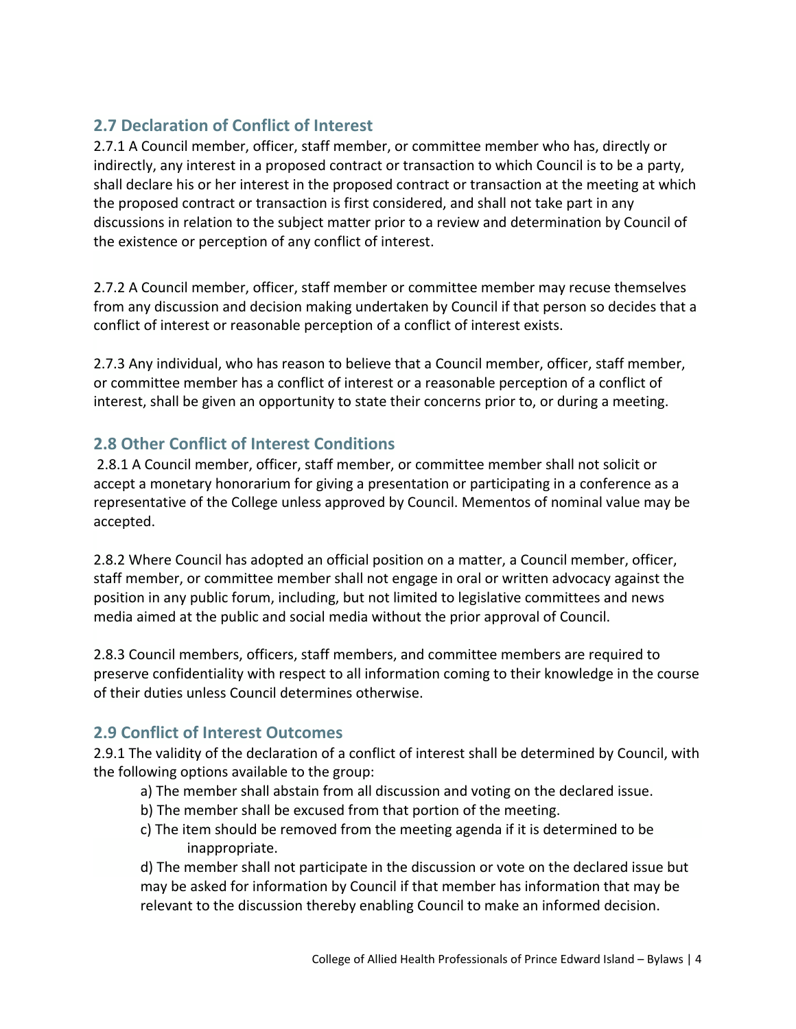## 2.7 Declaration of Conflict of Interest

2.7.1 A Council member, officer, staff member, or committee member who has, directly or indirectly, any interest in a proposed contract or transaction to which Council is to be a party, shall declare his or her interest in the proposed contract or transaction at the meeting at which the proposed contract or transaction is first considered, and shall not take part in any discussions in relation to the subject matter prior to a review and determination by Council of the existence or perception of any conflict of interest.

2.7.2 A Council member, officer, staff member or committee member may recuse themselves from any discussion and decision making undertaken by Council if that person so decides that a conflict of interest or reasonable perception of a conflict of interest exists.

2.7.3 Any individual, who has reason to believe that a Council member, officer, staff member, or committee member has a conflict of interest or a reasonable perception of a conflict of interest, shall be given an opportunity to state their concerns prior to, or during a meeting.

## 2.8 Other Conflict of Interest Conditions

2.8.1 A Council member, officer, staff member, or committee member shall not solicit or accept a monetary honorarium for giving a presentation or participating in a conference as a representative of the College unless approved by Council. Mementos of nominal value may be accepted.

2.8.2 Where Council has adopted an official position on a matter, a Council member, officer, staff member, or committee member shall not engage in oral or written advocacy against the position in any public forum, including, but not limited to legislative committees and news media aimed at the public and social media without the prior approval of Council.

2.8.3 Council members, officers, staff members, and committee members are required to preserve confidentiality with respect to all information coming to their knowledge in the course of their duties unless Council determines otherwise.

## 2.9 Conflict of Interest Outcomes

2.9.1 The validity of the declaration of a conflict of interest shall be determined by Council, with the following options available to the group:

a) The member shall abstain from all discussion and voting on the declared issue.

b) The member shall be excused from that portion of the meeting.

c) The item should be removed from the meeting agenda if it is determined to be inappropriate.

d) The member shall not participate in the discussion or vote on the declared issue but may be asked for information by Council if that member has information that may be relevant to the discussion thereby enabling Council to make an informed decision.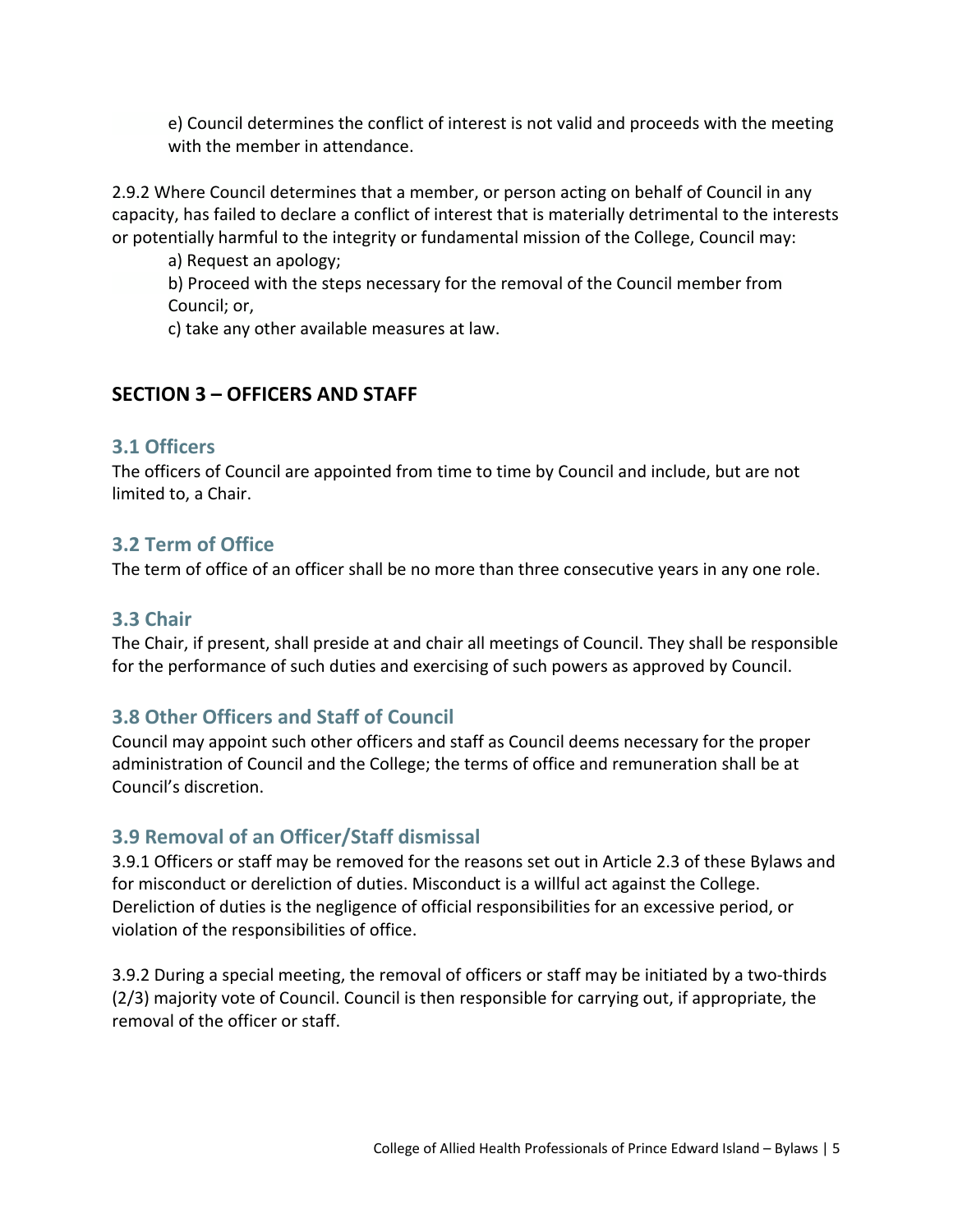e) Council determines the conflict of interest is not valid and proceeds with the meeting with the member in attendance.

2.9.2 Where Council determines that a member, or person acting on behalf of Council in any capacity, has failed to declare a conflict of interest that is materially detrimental to the interests or potentially harmful to the integrity or fundamental mission of the College, Council may:

a) Request an apology;

b) Proceed with the steps necessary for the removal of the Council member from Council; or,

c) take any other available measures at law.

## SECTION 3 – OFFICERS AND STAFF

### 3.1 Officers

The officers of Council are appointed from time to time by Council and include, but are not limited to, a Chair.

### 3.2 Term of Office

The term of office of an officer shall be no more than three consecutive years in any one role.

### 3.3 Chair

The Chair, if present, shall preside at and chair all meetings of Council. They shall be responsible for the performance of such duties and exercising of such powers as approved by Council.

### 3.8 Other Officers and Staff of Council

Council may appoint such other officers and staff as Council deems necessary for the proper administration of Council and the College; the terms of office and remuneration shall be at Council's discretion.

### 3.9 Removal of an Officer/Staff dismissal

3.9.1 Officers or staff may be removed for the reasons set out in Article 2.3 of these Bylaws and for misconduct or dereliction of duties. Misconduct is a willful act against the College. Dereliction of duties is the negligence of official responsibilities for an excessive period, or violation of the responsibilities of office.

3.9.2 During a special meeting, the removal of officers or staff may be initiated by a two-thirds (2/3) majority vote of Council. Council is then responsible for carrying out, if appropriate, the removal of the officer or staff.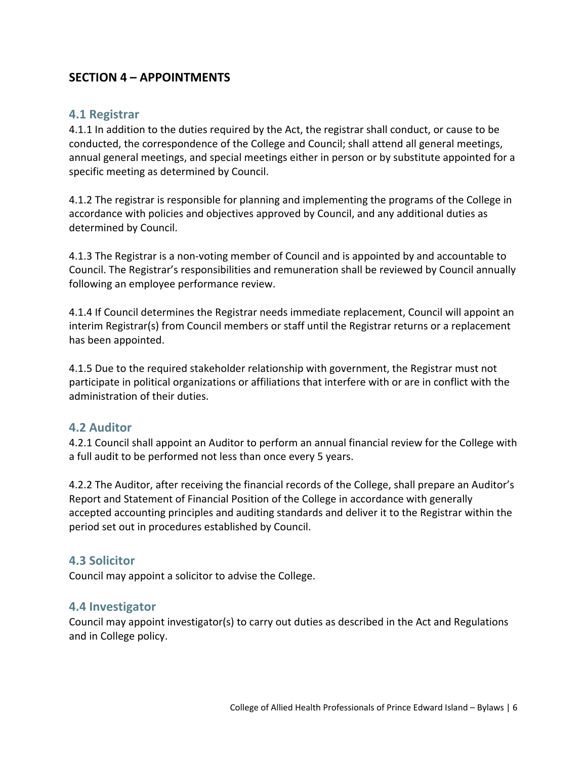## SECTION 4 – APPOINTMENTS

### 4.1 Registrar

4.1.1 In addition to the duties required by the Act, the registrar shall conduct, or cause to be conducted, the correspondence of the College and Council; shall attend all general meetings, annual general meetings, and special meetings either in person or by substitute appointed for a specific meeting as determined by Council.

4.1.2 The registrar is responsible for planning and implementing the programs of the College in accordance with policies and objectives approved by Council, and any additional duties as determined by Council.

4.1.3 The Registrar is a non-voting member of Council and is appointed by and accountable to Council. The Registrar's responsibilities and remuneration shall be reviewed by Council annually following an employee performance review.

4.1.4 If Council determines the Registrar needs immediate replacement, Council will appoint an interim Registrar(s) from Council members or staff until the Registrar returns or a replacement has been appointed.

4.1.5 Due to the required stakeholder relationship with government, the Registrar must not participate in political organizations or affiliations that interfere with or are in conflict with the administration of their duties.

### 4.2 Auditor

4.2.1 Council shall appoint an Auditor to perform an annual financial review for the College with a full audit to be performed not less than once every 5 years.

4.2.2 The Auditor, after receiving the financial records of the College, shall prepare an Auditor's Report and Statement of Financial Position of the College in accordance with generally accepted accounting principles and auditing standards and deliver it to the Registrar within the period set out in procedures established by Council.

### 4.3 Solicitor

Council may appoint a solicitor to advise the College.

### 4.4 Investigator

Council may appoint investigator(s) to carry out duties as described in the Act and Regulations and in College policy.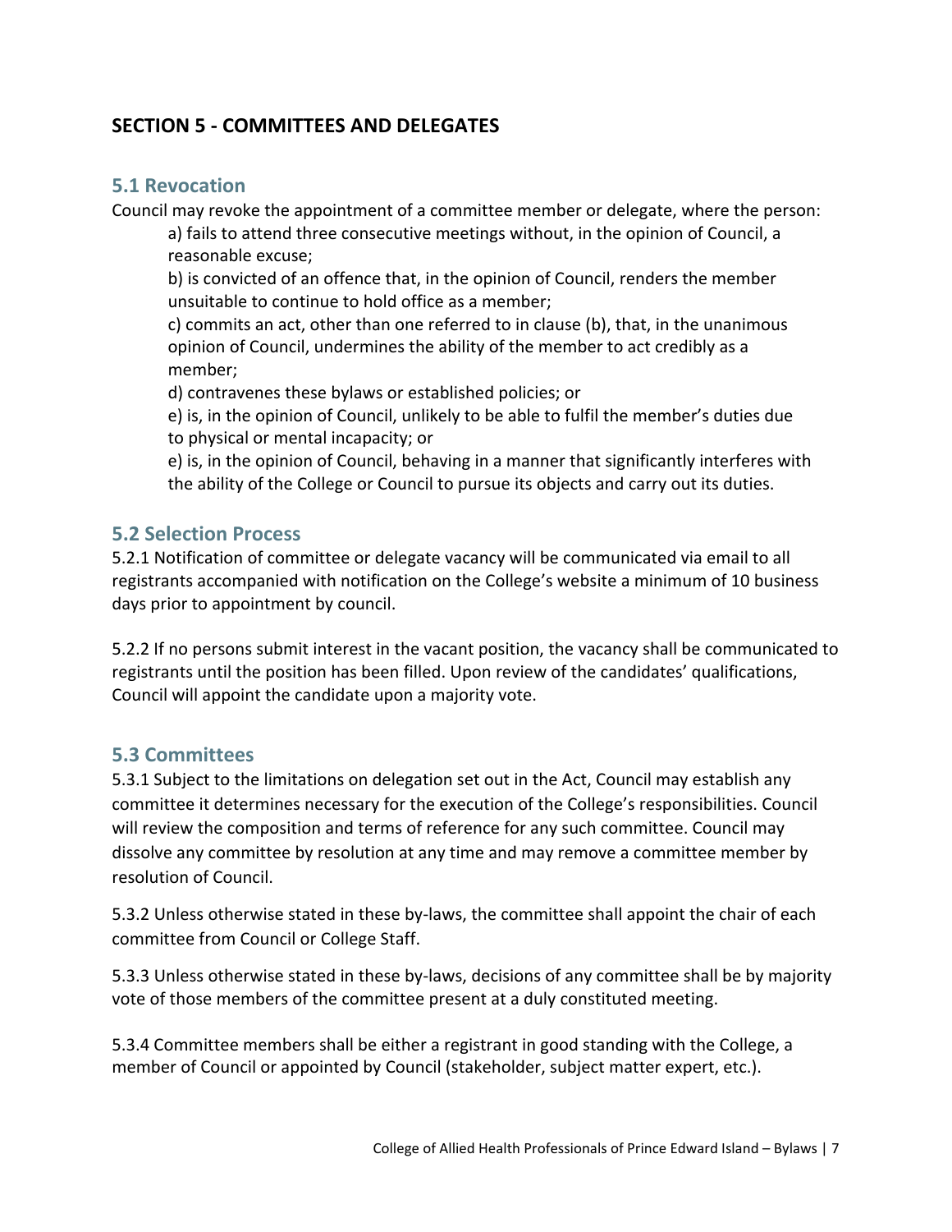## SECTION 5 - COMMITTEES AND DELEGATES

### 5.1 Revocation

Council may revoke the appointment of a committee member or delegate, where the person:

a) fails to attend three consecutive meetings without, in the opinion of Council, a reasonable excuse;

b) is convicted of an offence that, in the opinion of Council, renders the member unsuitable to continue to hold office as a member;

c) commits an act, other than one referred to in clause (b), that, in the unanimous opinion of Council, undermines the ability of the member to act credibly as a member;

d) contravenes these bylaws or established policies; or

e) is, in the opinion of Council, unlikely to be able to fulfil the member's duties due to physical or mental incapacity; or

e) is, in the opinion of Council, behaving in a manner that significantly interferes with the ability of the College or Council to pursue its objects and carry out its duties.

### 5.2 Selection Process

5.2.1 Notification of committee or delegate vacancy will be communicated via email to all registrants accompanied with notification on the College's website a minimum of 10 business days prior to appointment by council.

5.2.2 If no persons submit interest in the vacant position, the vacancy shall be communicated to registrants until the position has been filled. Upon review of the candidates' qualifications, Council will appoint the candidate upon a majority vote.

### 5.3 Committees

5.3.1 Subject to the limitations on delegation set out in the Act, Council may establish any committee it determines necessary for the execution of the College's responsibilities. Council will review the composition and terms of reference for any such committee. Council may dissolve any committee by resolution at any time and may remove a committee member by resolution of Council.

5.3.2 Unless otherwise stated in these by-laws, the committee shall appoint the chair of each committee from Council or College Staff.

5.3.3 Unless otherwise stated in these by-laws, decisions of any committee shall be by majority vote of those members of the committee present at a duly constituted meeting.

5.3.4 Committee members shall be either a registrant in good standing with the College, a member of Council or appointed by Council (stakeholder, subject matter expert, etc.).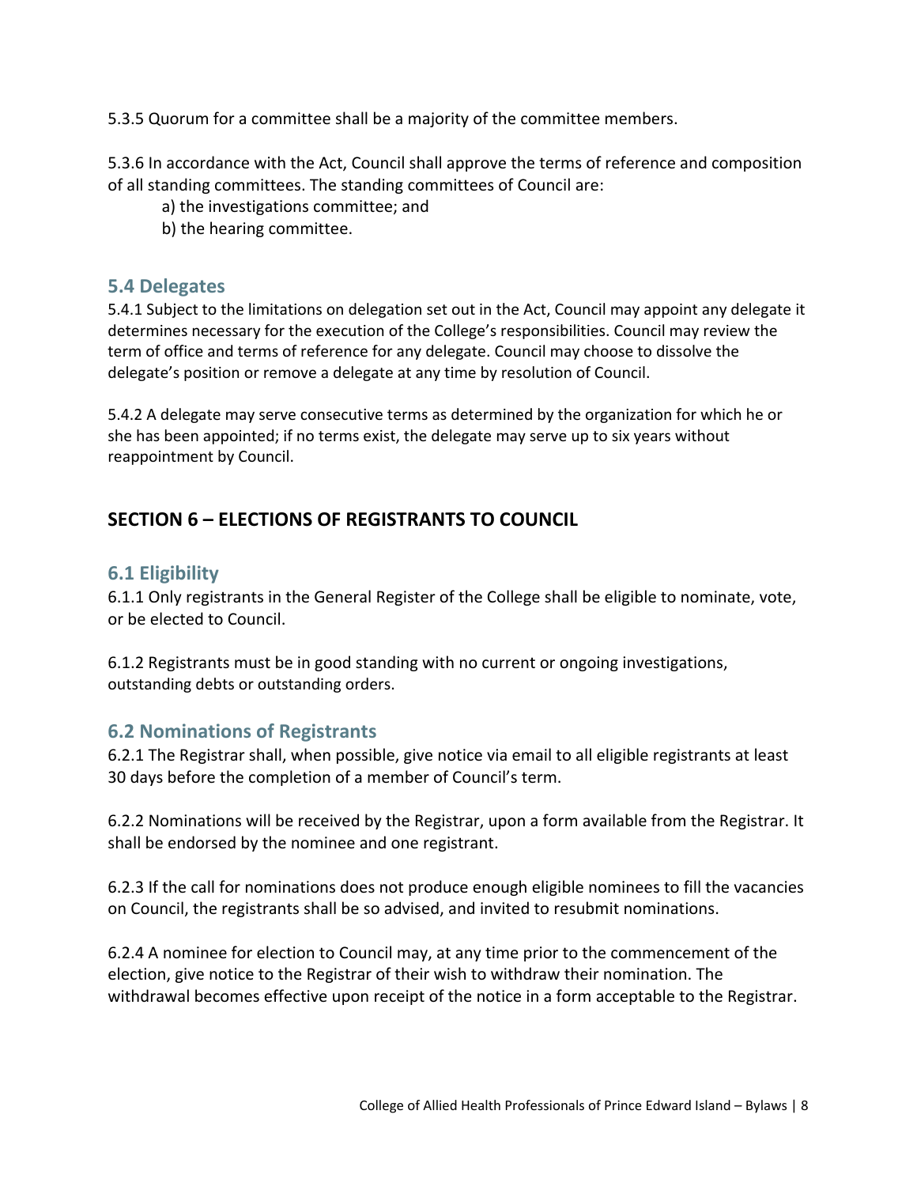5.3.5 Quorum for a committee shall be a majority of the committee members.

5.3.6 In accordance with the Act, Council shall approve the terms of reference and composition of all standing committees. The standing committees of Council are:

a) the investigations committee; and

b) the hearing committee.

### 5.4 Delegates

5.4.1 Subject to the limitations on delegation set out in the Act, Council may appoint any delegate it determines necessary for the execution of the College's responsibilities. Council may review the term of office and terms of reference for any delegate. Council may choose to dissolve the delegate's position or remove a delegate at any time by resolution of Council.

5.4.2 A delegate may serve consecutive terms as determined by the organization for which he or she has been appointed; if no terms exist, the delegate may serve up to six years without reappointment by Council.

## SECTION 6 – ELECTIONS OF REGISTRANTS TO COUNCIL

### 6.1 Eligibility

6.1.1 Only registrants in the General Register of the College shall be eligible to nominate, vote, or be elected to Council.

6.1.2 Registrants must be in good standing with no current or ongoing investigations, outstanding debts or outstanding orders.

### 6.2 Nominations of Registrants

6.2.1 The Registrar shall, when possible, give notice via email to all eligible registrants at least 30 days before the completion of a member of Council's term.

6.2.2 Nominations will be received by the Registrar, upon a form available from the Registrar. It shall be endorsed by the nominee and one registrant.

6.2.3 If the call for nominations does not produce enough eligible nominees to fill the vacancies on Council, the registrants shall be so advised, and invited to resubmit nominations.

6.2.4 A nominee for election to Council may, at any time prior to the commencement of the election, give notice to the Registrar of their wish to withdraw their nomination. The withdrawal becomes effective upon receipt of the notice in a form acceptable to the Registrar.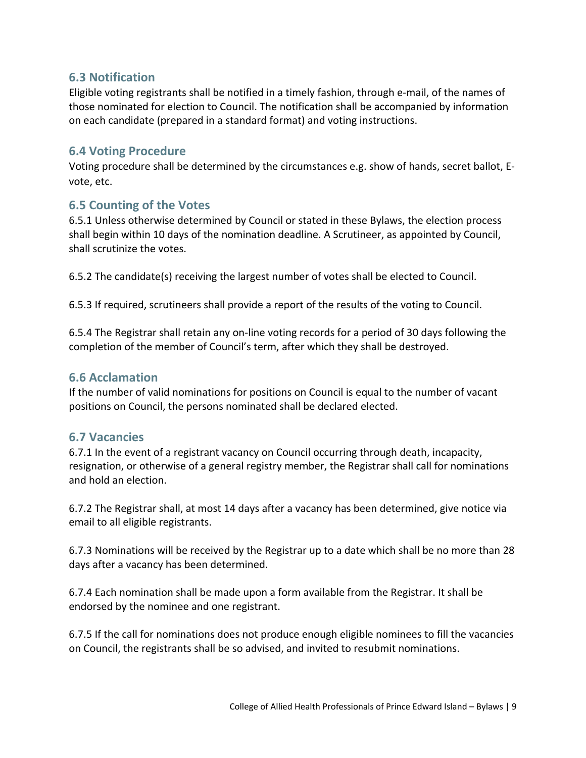### 6.3 Notification

Eligible voting registrants shall be notified in a timely fashion, through e-mail, of the names of those nominated for election to Council. The notification shall be accompanied by information on each candidate (prepared in a standard format) and voting instructions.

### 6.4 Voting Procedure

Voting procedure shall be determined by the circumstances e.g. show of hands, secret ballot, E-vote, etc.

### 6.5 Counting of the Votes

6.5.1 Unless otherwise determined by Council or stated in these Bylaws, the election process shall begin within 10 days of the nomination deadline. A Scrutineer, as appointed by Council, shall scrutinize the votes.

6.5.2 The candidate(s) receiving the largest number of votes shall be elected to Council.

6.5.3 If required, scrutineers shall provide a report of the results of the voting to Council.

6.5.4 The Registrar shall retain any on-line voting records for a period of 30 days following the completion of the member of Council's term, after which they shall be destroyed.

### 6.6 Acclamation

If the number of valid nominations for positions on Council is equal to the number of vacant positions on Council, the persons nominated shall be declared elected.

### 6.7 Vacancies

6.7.1 In the event of a registrant vacancy on Council occurring through death, incapacity, resignation, or otherwise of a general registry member, the Registrar shall call for nominations and hold an election.

6.7.2 The Registrar shall, at most 14 days after a vacancy has been determined, give notice via email to all eligible registrants.

6.7.3 Nominations will be received by the Registrar up to a date which shall be no more than 28 days after a vacancy has been determined.

6.7.4 Each nomination shall be made upon a form available from the Registrar. It shall be endorsed by the nominee and one registrant.

6.7.5 If the call for nominations does not produce enough eligible nominees to fill the vacancies on Council, the registrants shall be so advised, and invited to resubmit nominations.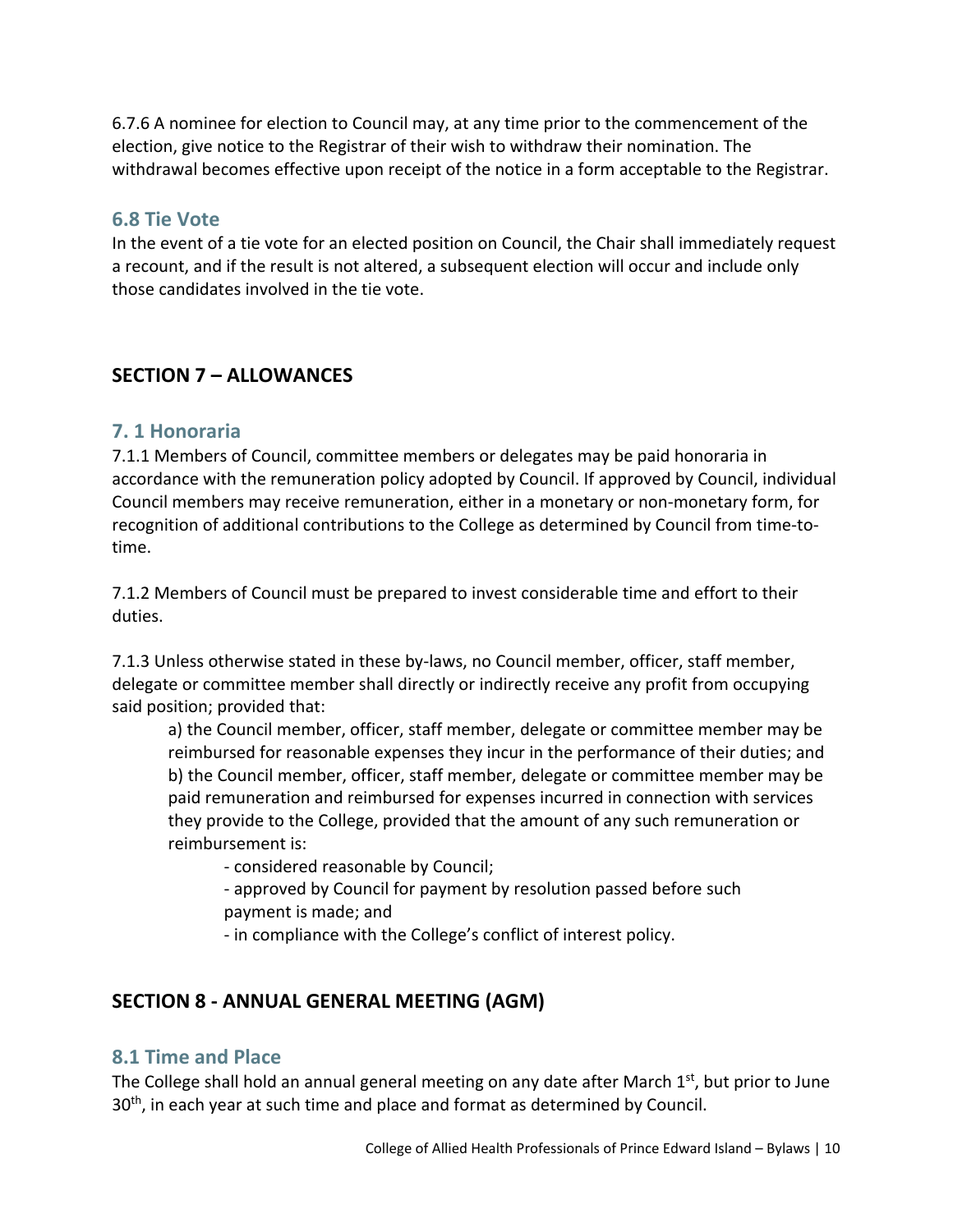6.7.6 A nominee for election to Council may, at any time prior to the commencement of the election, give notice to the Registrar of their wish to withdraw their nomination. The withdrawal becomes effective upon receipt of the notice in a form acceptable to the Registrar.

### 6.8 Tie Vote

In the event of a tie vote for an elected position on Council, the Chair shall immediately request a recount, and if the result is not altered, a subsequent election will occur and include only those candidates involved in the tie vote.

## SECTION 7 – ALLOWANCES

### 7. 1 Honoraria

7.1.1 Members of Council, committee members or delegates may be paid honoraria in accordance with the remuneration policy adopted by Council. If approved by Council, individual Council members may receive remuneration, either in a monetary or non-monetary form, for recognition of additional contributions to the College as determined by Council from time-to-time.

7.1.2 Members of Council must be prepared to invest considerable time and effort to their duties.

7.1.3 Unless otherwise stated in these by-laws, no Council member, officer, staff member, delegate or committee member shall directly or indirectly receive any profit from occupying said position; provided that:

a) the Council member, officer, staff member, delegate or committee member may be reimbursed for reasonable expenses they incur in the performance of their duties; and
b) the Council member, officer, staff member, delegate or committee member may be paid remuneration and reimbursed for expenses incurred in connection with services they provide to the College, provided that the amount of any such remuneration or reimbursement is:

- considered reasonable by Council;
- approved by Council for payment by resolution passed before such payment is made; and
- in compliance with the College's conflict of interest policy.

## SECTION 8 - ANNUAL GENERAL MEETING (AGM)

### 8.1 Time and Place

The College shall hold an annual general meeting on any date after March 1st, but prior to June 30th, in each year at such time and place and format as determined by Council.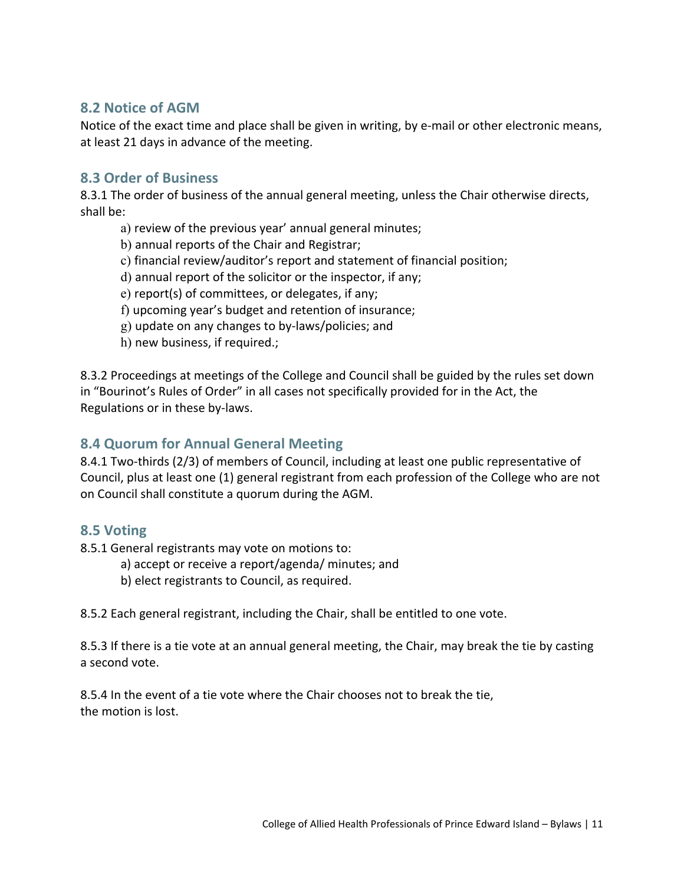## 8.2 Notice of AGM

Notice of the exact time and place shall be given in writing, by e-mail or other electronic means, at least 21 days in advance of the meeting.

## 8.3 Order of Business

8.3.1 The order of business of the annual general meeting, unless the Chair otherwise directs, shall be:

a) review of the previous year' annual general minutes;
b) annual reports of the Chair and Registrar;
c) financial review/auditor's report and statement of financial position;
d) annual report of the solicitor or the inspector, if any;
e) report(s) of committees, or delegates, if any;
f) upcoming year's budget and retention of insurance;
g) update on any changes to by-laws/policies; and
h) new business, if required.;

8.3.2 Proceedings at meetings of the College and Council shall be guided by the rules set down in "Bourinot's Rules of Order" in all cases not specifically provided for in the Act, the Regulations or in these by-laws.

## 8.4 Quorum for Annual General Meeting

8.4.1 Two-thirds (2/3) of members of Council, including at least one public representative of Council, plus at least one (1) general registrant from each profession of the College who are not on Council shall constitute a quorum during the AGM.

## 8.5 Voting

8.5.1 General registrants may vote on motions to:

a) accept or receive a report/agenda/ minutes; and
b) elect registrants to Council, as required.

8.5.2 Each general registrant, including the Chair, shall be entitled to one vote.

8.5.3 If there is a tie vote at an annual general meeting, the Chair, may break the tie by casting a second vote.

8.5.4 In the event of a tie vote where the Chair chooses not to break the tie, the motion is lost.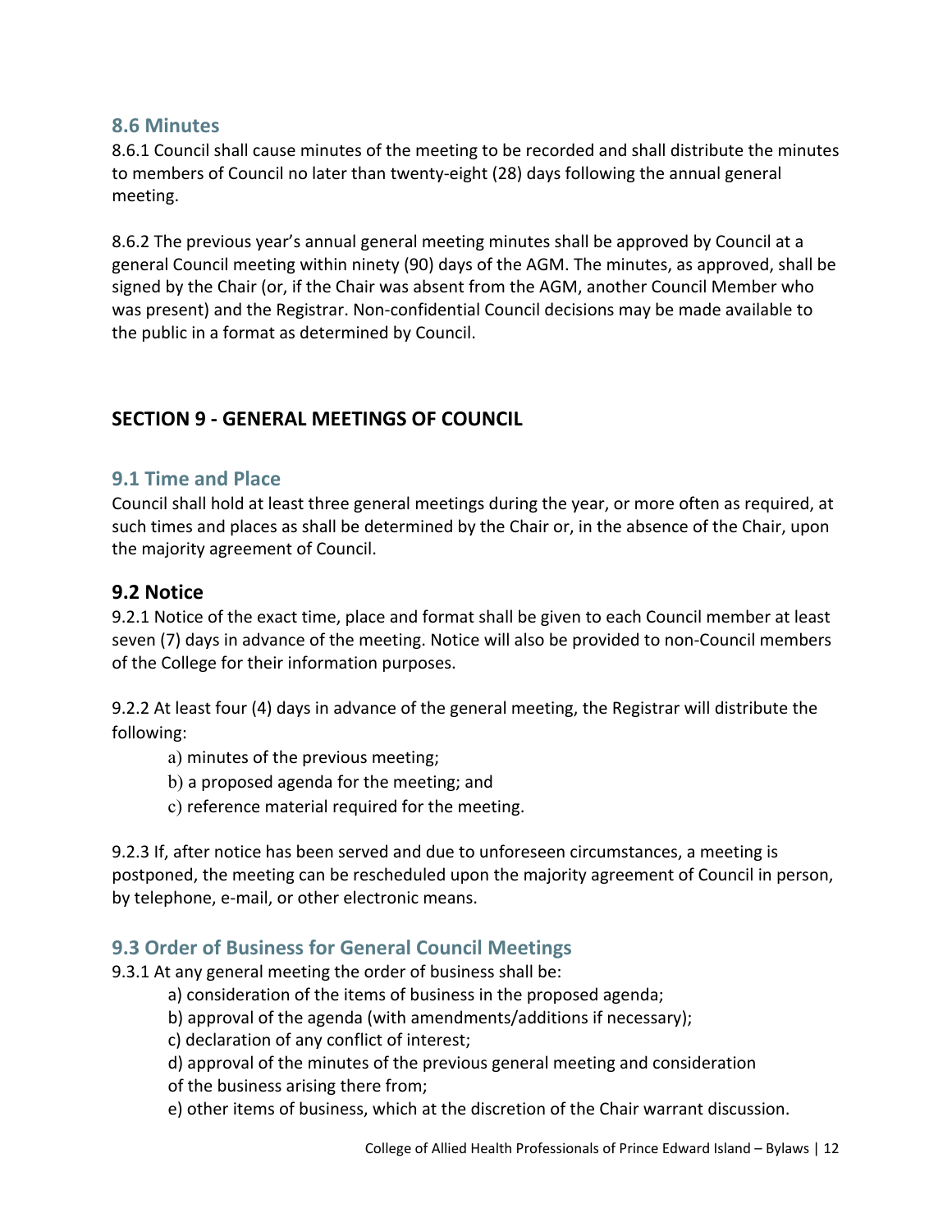### 8.6 Minutes

8.6.1 Council shall cause minutes of the meeting to be recorded and shall distribute the minutes to members of Council no later than twenty-eight (28) days following the annual general meeting.

8.6.2 The previous year's annual general meeting minutes shall be approved by Council at a general Council meeting within ninety (90) days of the AGM. The minutes, as approved, shall be signed by the Chair (or, if the Chair was absent from the AGM, another Council Member who was present) and the Registrar. Non-confidential Council decisions may be made available to the public in a format as determined by Council.

## SECTION 9 - GENERAL MEETINGS OF COUNCIL

### 9.1 Time and Place

Council shall hold at least three general meetings during the year, or more often as required, at such times and places as shall be determined by the Chair or, in the absence of the Chair, upon the majority agreement of Council.

### 9.2 Notice

9.2.1 Notice of the exact time, place and format shall be given to each Council member at least seven (7) days in advance of the meeting. Notice will also be provided to non-Council members of the College for their information purposes.

9.2.2 At least four (4) days in advance of the general meeting, the Registrar will distribute the following:

a) minutes of the previous meeting;

b) a proposed agenda for the meeting; and

c) reference material required for the meeting.

9.2.3 If, after notice has been served and due to unforeseen circumstances, a meeting is postponed, the meeting can be rescheduled upon the majority agreement of Council in person, by telephone, e-mail, or other electronic means.

### 9.3 Order of Business for General Council Meetings

9.3.1 At any general meeting the order of business shall be:

a) consideration of the items of business in the proposed agenda;

b) approval of the agenda (with amendments/additions if necessary);

c) declaration of any conflict of interest;

d) approval of the minutes of the previous general meeting and consideration of the business arising there from;

e) other items of business, which at the discretion of the Chair warrant discussion.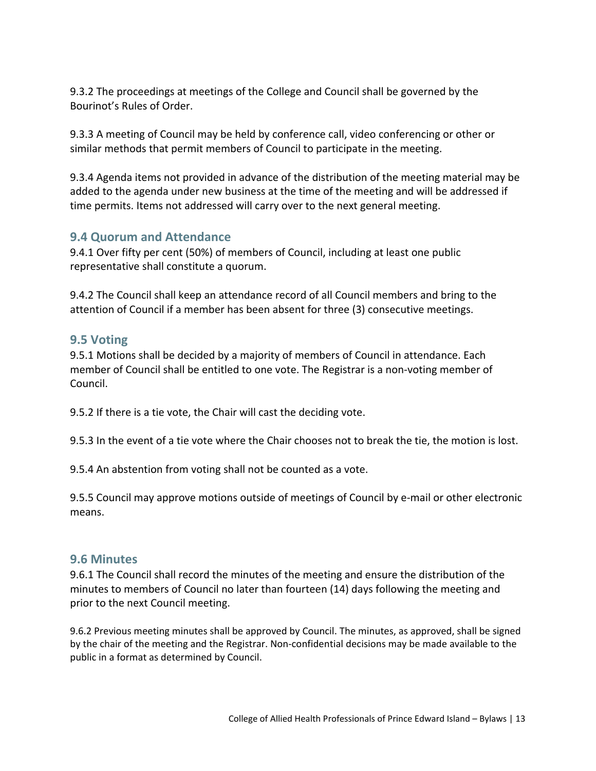9.3.2 The proceedings at meetings of the College and Council shall be governed by the Bourinot's Rules of Order.

9.3.3 A meeting of Council may be held by conference call, video conferencing or other or similar methods that permit members of Council to participate in the meeting.

9.3.4 Agenda items not provided in advance of the distribution of the meeting material may be added to the agenda under new business at the time of the meeting and will be addressed if time permits. Items not addressed will carry over to the next general meeting.

## 9.4 Quorum and Attendance

9.4.1 Over fifty per cent (50%) of members of Council, including at least one public representative shall constitute a quorum.

9.4.2 The Council shall keep an attendance record of all Council members and bring to the attention of Council if a member has been absent for three (3) consecutive meetings.

## 9.5 Voting

9.5.1 Motions shall be decided by a majority of members of Council in attendance. Each member of Council shall be entitled to one vote. The Registrar is a non-voting member of Council.

9.5.2 If there is a tie vote, the Chair will cast the deciding vote.

9.5.3 In the event of a tie vote where the Chair chooses not to break the tie, the motion is lost.

9.5.4 An abstention from voting shall not be counted as a vote.

9.5.5 Council may approve motions outside of meetings of Council by e-mail or other electronic means.

## 9.6 Minutes

9.6.1 The Council shall record the minutes of the meeting and ensure the distribution of the minutes to members of Council no later than fourteen (14) days following the meeting and prior to the next Council meeting.

9.6.2 Previous meeting minutes shall be approved by Council. The minutes, as approved, shall be signed by the chair of the meeting and the Registrar. Non-confidential decisions may be made available to the public in a format as determined by Council.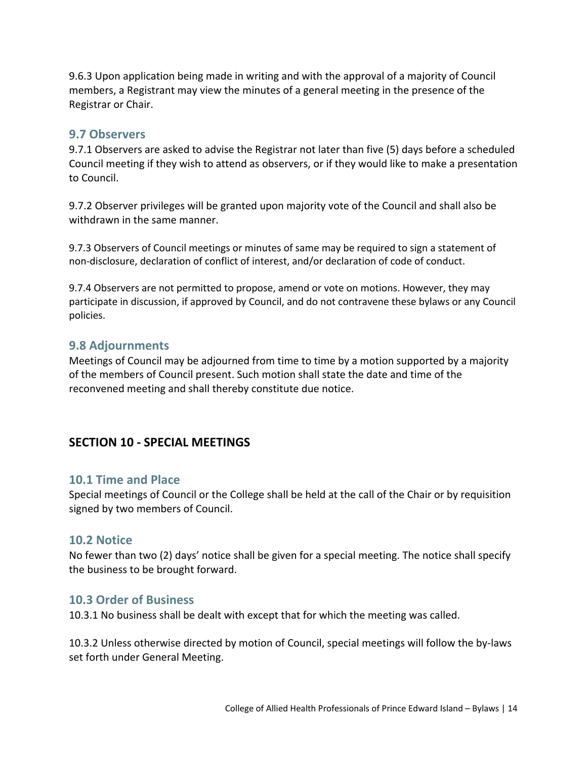9.6.3 Upon application being made in writing and with the approval of a majority of Council members, a Registrant may view the minutes of a general meeting in the presence of the Registrar or Chair.

### 9.7 Observers

9.7.1 Observers are asked to advise the Registrar not later than five (5) days before a scheduled Council meeting if they wish to attend as observers, or if they would like to make a presentation to Council.

9.7.2 Observer privileges will be granted upon majority vote of the Council and shall also be withdrawn in the same manner.

9.7.3 Observers of Council meetings or minutes of same may be required to sign a statement of non-disclosure, declaration of conflict of interest, and/or declaration of code of conduct.

9.7.4 Observers are not permitted to propose, amend or vote on motions. However, they may participate in discussion, if approved by Council, and do not contravene these bylaws or any Council policies.

### 9.8 Adjournments

Meetings of Council may be adjourned from time to time by a motion supported by a majority of the members of Council present. Such motion shall state the date and time of the reconvened meeting and shall thereby constitute due notice.

## SECTION 10 - SPECIAL MEETINGS

### 10.1 Time and Place

Special meetings of Council or the College shall be held at the call of the Chair or by requisition signed by two members of Council.

### 10.2 Notice

No fewer than two (2) days' notice shall be given for a special meeting. The notice shall specify the business to be brought forward.

### 10.3 Order of Business

10.3.1 No business shall be dealt with except that for which the meeting was called.

10.3.2 Unless otherwise directed by motion of Council, special meetings will follow the by-laws set forth under General Meeting.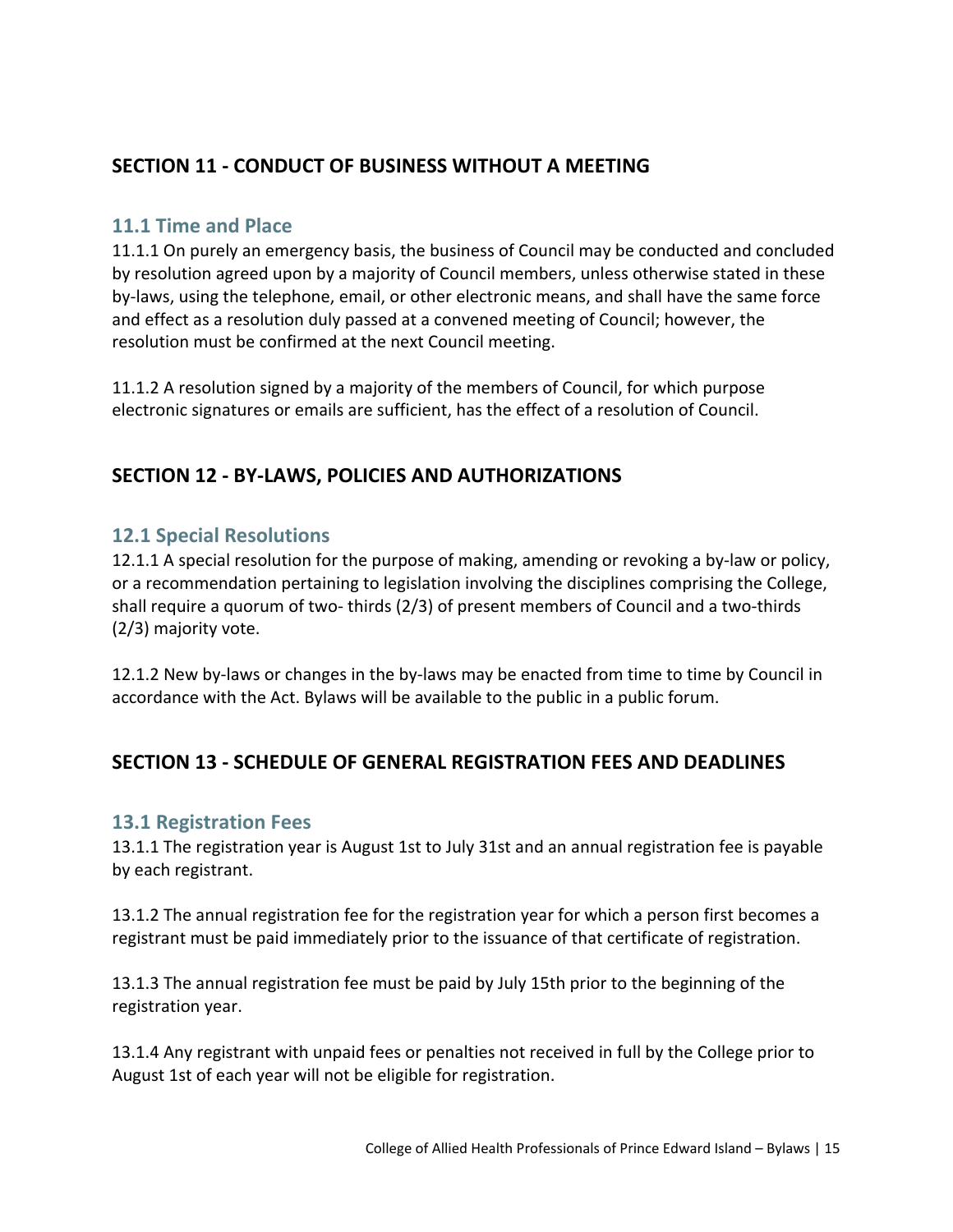## SECTION 11 - CONDUCT OF BUSINESS WITHOUT A MEETING

### 11.1 Time and Place

11.1.1 On purely an emergency basis, the business of Council may be conducted and concluded by resolution agreed upon by a majority of Council members, unless otherwise stated in these by-laws, using the telephone, email, or other electronic means, and shall have the same force and effect as a resolution duly passed at a convened meeting of Council; however, the resolution must be confirmed at the next Council meeting.

11.1.2 A resolution signed by a majority of the members of Council, for which purpose electronic signatures or emails are sufficient, has the effect of a resolution of Council.

## SECTION 12 - BY-LAWS, POLICIES AND AUTHORIZATIONS

### 12.1 Special Resolutions

12.1.1 A special resolution for the purpose of making, amending or revoking a by-law or policy, or a recommendation pertaining to legislation involving the disciplines comprising the College, shall require a quorum of two- thirds (2/3) of present members of Council and a two-thirds (2/3) majority vote.

12.1.2 New by-laws or changes in the by-laws may be enacted from time to time by Council in accordance with the Act. Bylaws will be available to the public in a public forum.

## SECTION 13 - SCHEDULE OF GENERAL REGISTRATION FEES AND DEADLINES

### 13.1 Registration Fees

13.1.1 The registration year is August 1st to July 31st and an annual registration fee is payable by each registrant.

13.1.2 The annual registration fee for the registration year for which a person first becomes a registrant must be paid immediately prior to the issuance of that certificate of registration.

13.1.3 The annual registration fee must be paid by July 15th prior to the beginning of the registration year.

13.1.4 Any registrant with unpaid fees or penalties not received in full by the College prior to August 1st of each year will not be eligible for registration.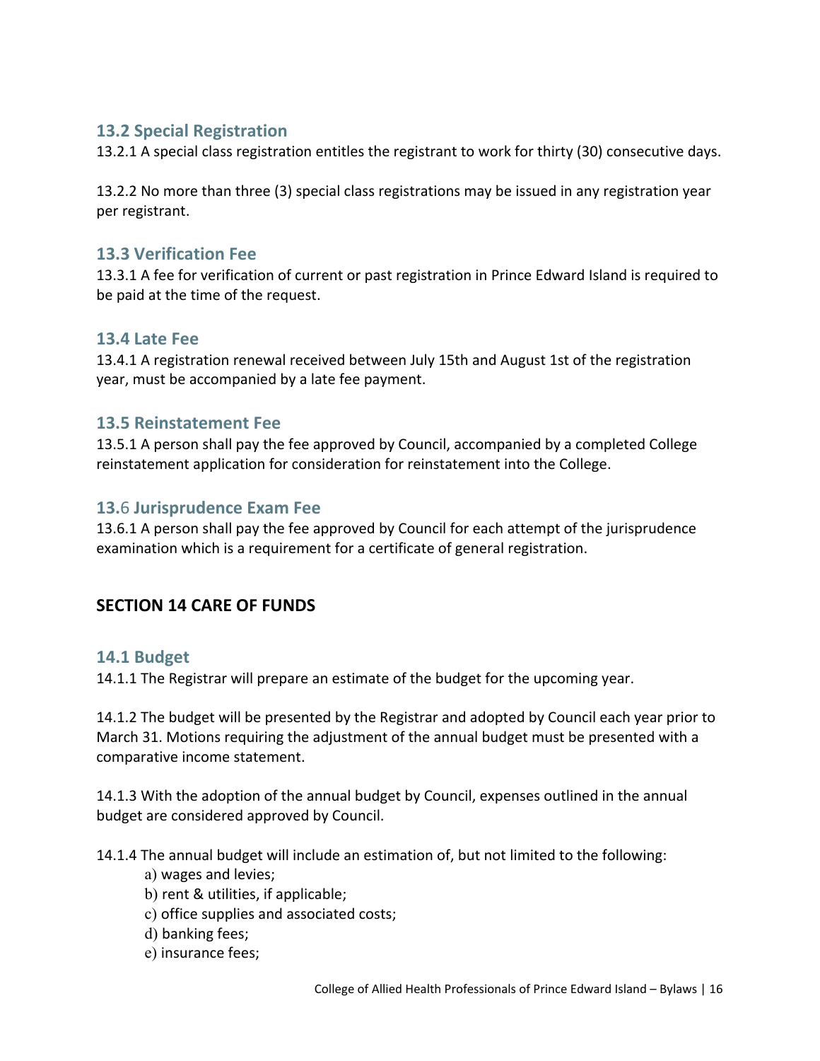### 13.2 Special Registration

13.2.1 A special class registration entitles the registrant to work for thirty (30) consecutive days.

13.2.2 No more than three (3) special class registrations may be issued in any registration year per registrant.

### 13.3 Verification Fee

13.3.1 A fee for verification of current or past registration in Prince Edward Island is required to be paid at the time of the request.

### 13.4 Late Fee

13.4.1 A registration renewal received between July 15th and August 1st of the registration year, must be accompanied by a late fee payment.

### 13.5 Reinstatement Fee

13.5.1 A person shall pay the fee approved by Council, accompanied by a completed College reinstatement application for consideration for reinstatement into the College.

### 13.6 Jurisprudence Exam Fee

13.6.1 A person shall pay the fee approved by Council for each attempt of the jurisprudence examination which is a requirement for a certificate of general registration.

## SECTION 14 CARE OF FUNDS

### 14.1 Budget

14.1.1 The Registrar will prepare an estimate of the budget for the upcoming year.

14.1.2 The budget will be presented by the Registrar and adopted by Council each year prior to March 31. Motions requiring the adjustment of the annual budget must be presented with a comparative income statement.

14.1.3 With the adoption of the annual budget by Council, expenses outlined in the annual budget are considered approved by Council.

14.1.4 The annual budget will include an estimation of, but not limited to the following:

a) wages and levies;
b) rent & utilities, if applicable;
c) office supplies and associated costs;
d) banking fees;
e) insurance fees;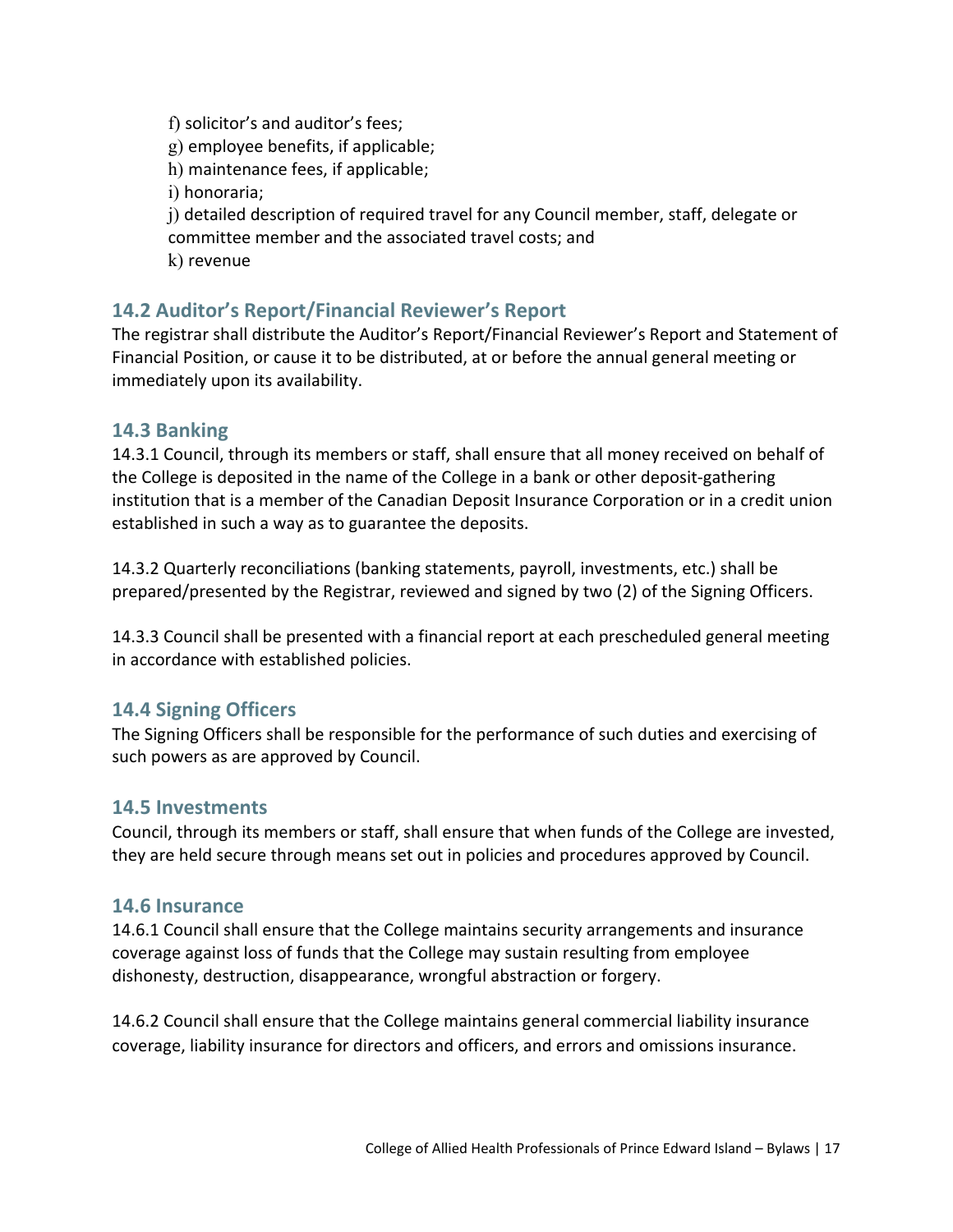f) solicitor's and auditor's fees;
g) employee benefits, if applicable;
h) maintenance fees, if applicable;
i) honoraria;
j) detailed description of required travel for any Council member, staff, delegate or committee member and the associated travel costs; and
k) revenue

### 14.2 Auditor's Report/Financial Reviewer's Report

The registrar shall distribute the Auditor's Report/Financial Reviewer's Report and Statement of Financial Position, or cause it to be distributed, at or before the annual general meeting or immediately upon its availability.

### 14.3 Banking

14.3.1 Council, through its members or staff, shall ensure that all money received on behalf of the College is deposited in the name of the College in a bank or other deposit-gathering institution that is a member of the Canadian Deposit Insurance Corporation or in a credit union established in such a way as to guarantee the deposits.

14.3.2 Quarterly reconciliations (banking statements, payroll, investments, etc.) shall be prepared/presented by the Registrar, reviewed and signed by two (2) of the Signing Officers.

14.3.3 Council shall be presented with a financial report at each prescheduled general meeting in accordance with established policies.

### 14.4 Signing Officers

The Signing Officers shall be responsible for the performance of such duties and exercising of such powers as are approved by Council.

### 14.5 Investments

Council, through its members or staff, shall ensure that when funds of the College are invested, they are held secure through means set out in policies and procedures approved by Council.

### 14.6 Insurance

14.6.1 Council shall ensure that the College maintains security arrangements and insurance coverage against loss of funds that the College may sustain resulting from employee dishonesty, destruction, disappearance, wrongful abstraction or forgery.

14.6.2 Council shall ensure that the College maintains general commercial liability insurance coverage, liability insurance for directors and officers, and errors and omissions insurance.